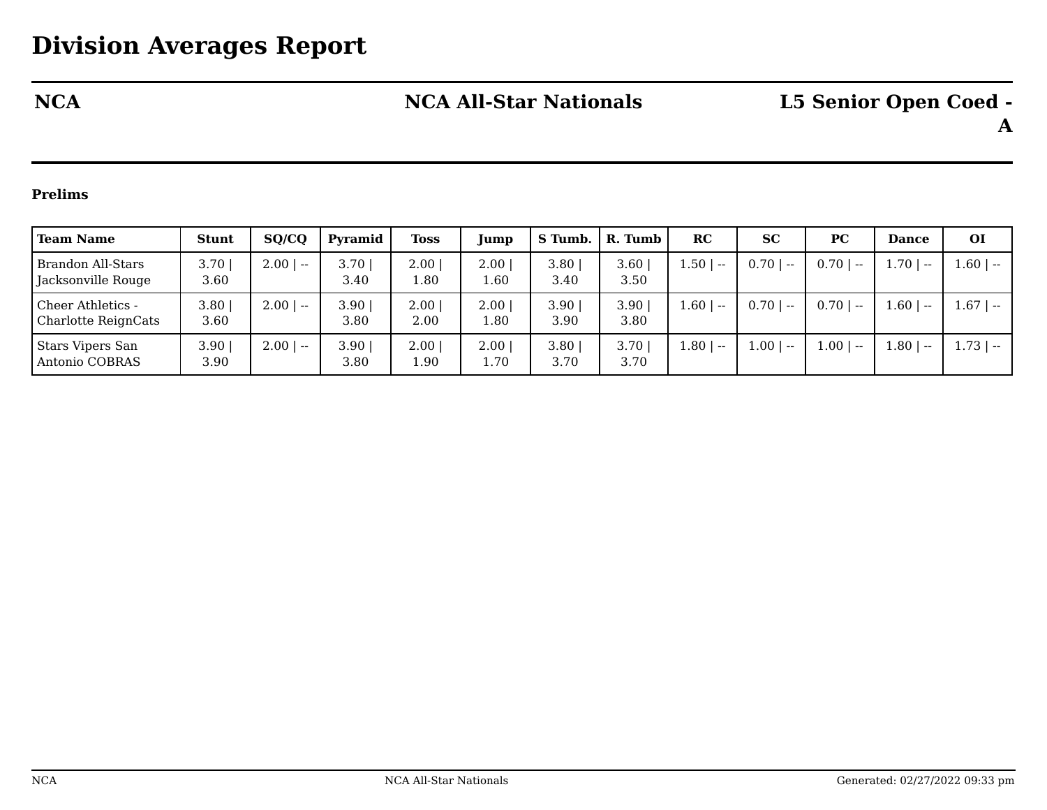# Division Averages Report

| NCA | NCA All-Star Nationals | L5 Senior Open Coed - A |
|---|---|---|

**Prelims**

| Team Name | Stunt | SQ/CQ | Pyramid | Toss | Jump | S Tumb. | R. Tumb | RC | SC | PC | Dance | OI |
|---|---|---|---|---|---|---|---|---|---|---|---|---|
| Brandon All-Stars Jacksonville Rouge | 3.70 \| 3.60 | 2.00 \| -- | 3.70 \| 3.40 | 2.00 \| 1.80 | 2.00 \| 1.60 | 3.80 \| 3.40 | 3.60 \| 3.50 | 1.50 \| -- | 0.70 \| -- | 0.70 \| -- | 1.70 \| -- | 1.60 \| -- |
| Cheer Athletics - Charlotte ReignCats | 3.80 \| 3.60 | 2.00 \| -- | 3.90 \| 3.80 | 2.00 \| 2.00 | 2.00 \| 1.80 | 3.90 \| 3.90 | 3.90 \| 3.80 | 1.60 \| -- | 0.70 \| -- | 0.70 \| -- | 1.60 \| -- | 1.67 \| -- |
| Stars Vipers San Antonio COBRAS | 3.90 \| 3.90 | 2.00 \| -- | 3.90 \| 3.80 | 2.00 \| 1.90 | 2.00 \| 1.70 | 3.80 \| 3.70 | 3.70 \| 3.70 | 1.80 \| -- | 1.00 \| -- | 1.00 \| -- | 1.80 \| -- | 1.73 \| -- |

Generated: 02/27/2022 09:33 pm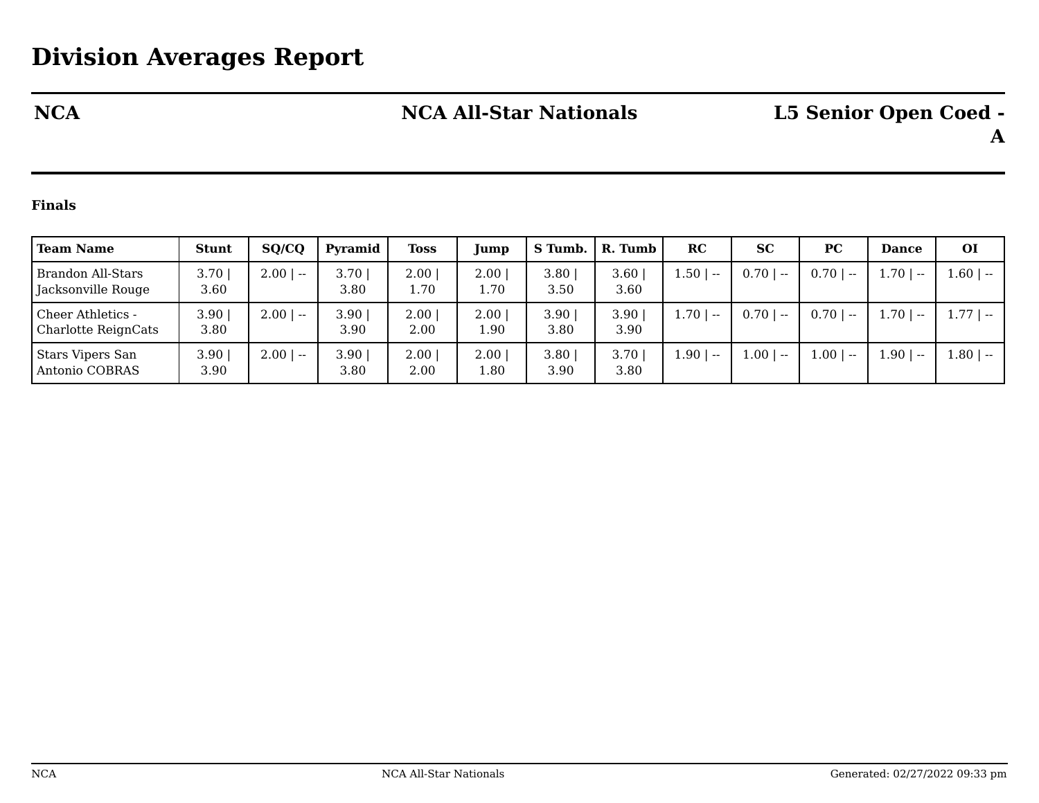# Division Averages Report

**NCA** | **NCA All-Star Nationals** | **L5 Senior Open Coed - A**

**Finals**

| Team Name | Stunt | SQ/CQ | Pyramid | Toss | Jump | S Tumb. | R. Tumb | RC | SC | PC | Dance | OI |
|---|---|---|---|---|---|---|---|---|---|---|---|---|
| Brandon All-Stars Jacksonville Rouge | 3.70 \| 3.60 | 2.00 \| -- | 3.70 \| 3.80 | 2.00 \| 1.70 | 2.00 \| 1.70 | 3.80 \| 3.50 | 3.60 \| 3.60 | 1.50 \| -- | 0.70 \| -- | 0.70 \| -- | 1.70 \| -- | 1.60 \| -- |
| Cheer Athletics - Charlotte ReignCats | 3.90 \| 3.80 | 2.00 \| -- | 3.90 \| 3.90 | 2.00 \| 2.00 | 2.00 \| 1.90 | 3.90 \| 3.80 | 3.90 \| 3.90 | 1.70 \| -- | 0.70 \| -- | 0.70 \| -- | 1.70 \| -- | 1.77 \| -- |
| Stars Vipers San Antonio COBRAS | 3.90 \| 3.90 | 2.00 \| -- | 3.90 \| 3.80 | 2.00 \| 2.00 | 2.00 \| 1.80 | 3.80 \| 3.90 | 3.70 \| 3.80 | 1.90 \| -- | 1.00 \| -- | 1.00 \| -- | 1.90 \| -- | 1.80 \| -- |

Generated: 02/27/2022 09:33 pm